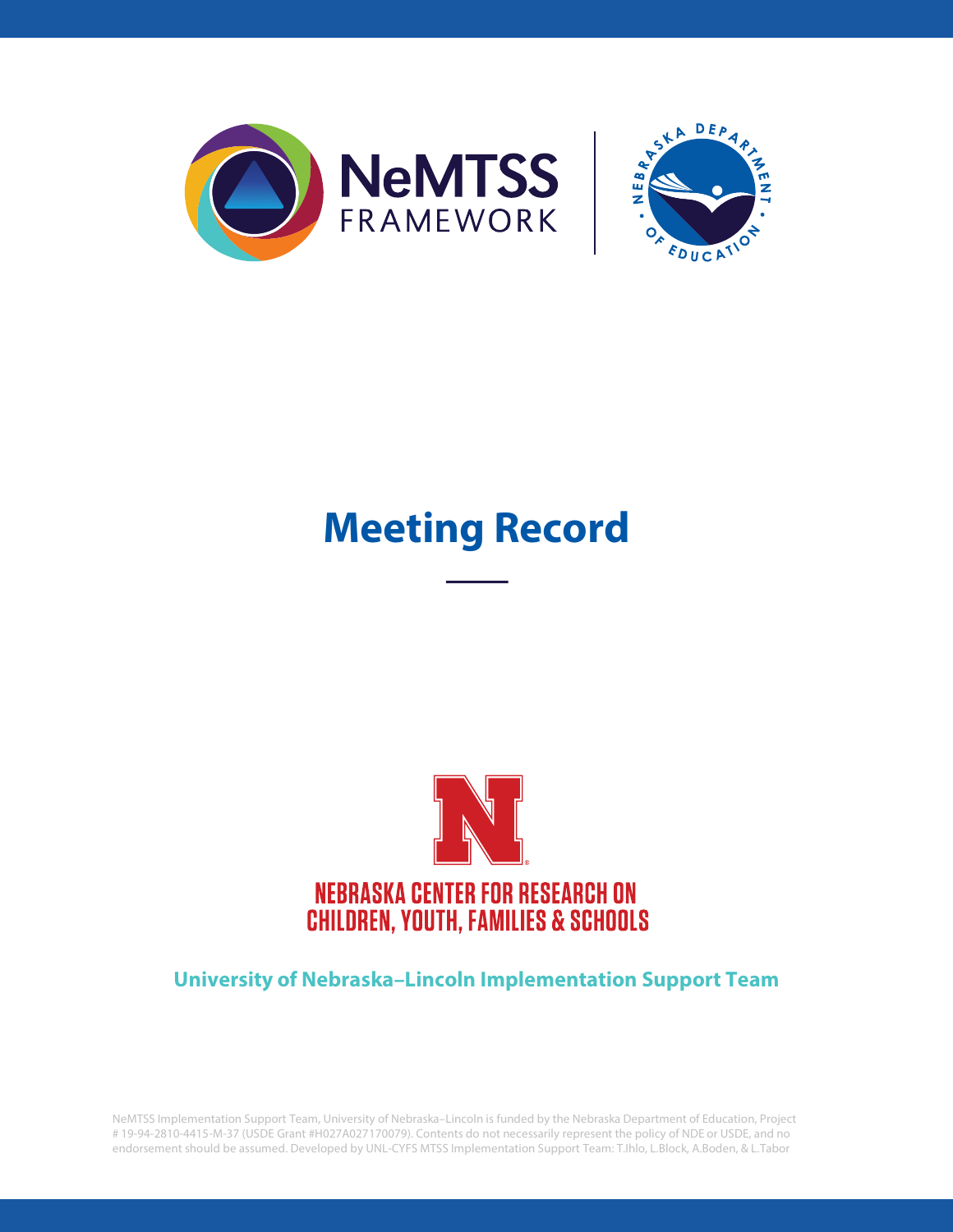NeMTSS FRAMEWORK

NEBRASKA DEPARTMENT OF EDUCATION

# Meeting Record

NEBRASKA CENTER FOR RESEARCH ON CHILDREN, YOUTH, FAMILIES & SCHOOLS

**University of Nebraska–Lincoln Implementation Support Team**

NeMTSS Implementation Support Team, University of Nebraska–Lincoln is funded by the Nebraska Department of Education, Project # 19-94-2810-4415-M-37 (USDE Grant #H027A027170079). Contents do not necessarily represent the policy of NDE or USDE, and no endorsement should be assumed. Developed by UNL-CYFS MTSS Implementation Support Team: T.Ihlo, L.Block, A.Boden, & L.Tabor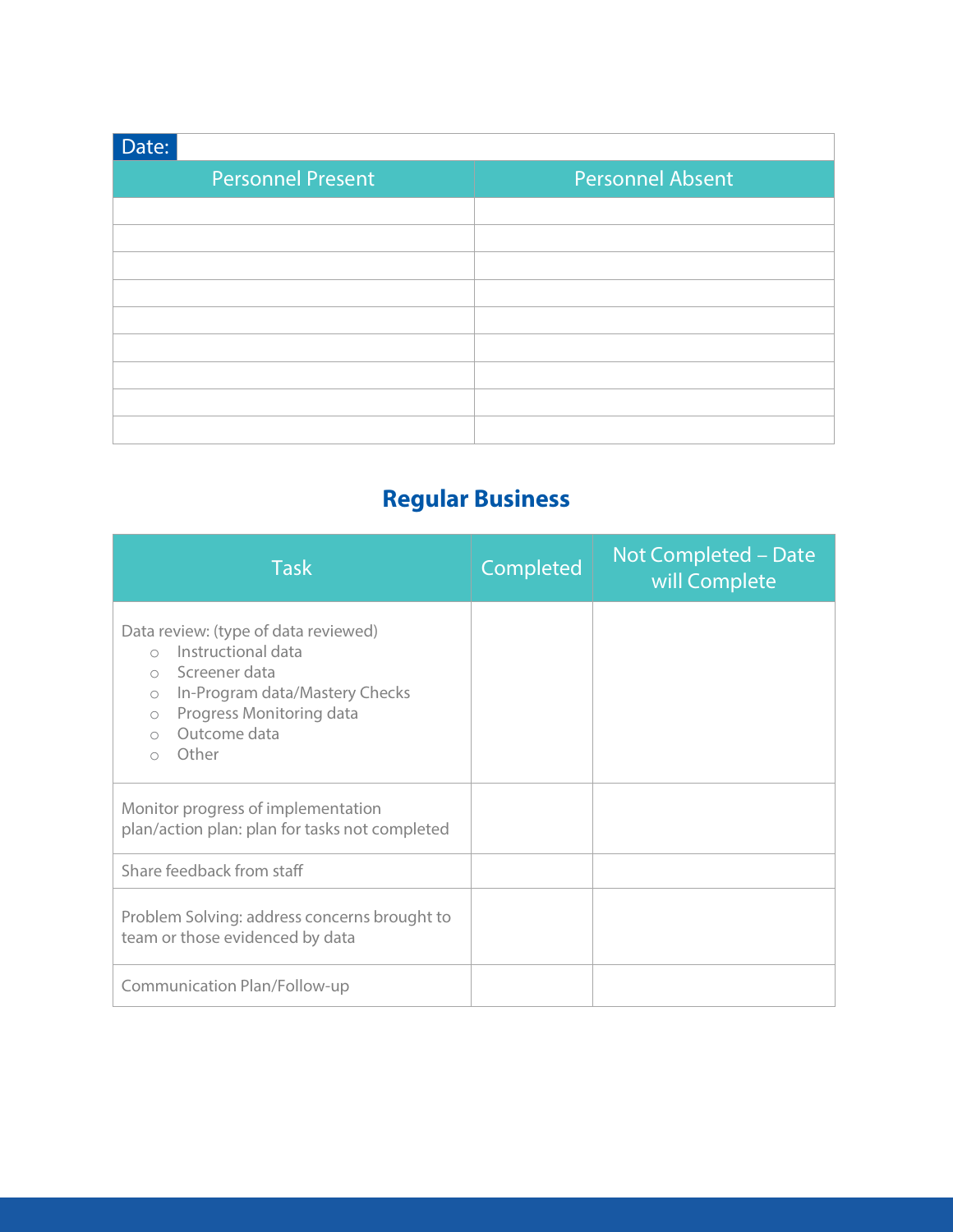| Date: | |
|---|---|
| Personnel Present | Personnel Absent |
| | |
| | |
| | |
| | |
| | |
| | |
| | |
| | |
| | |

## Regular Business

| Task | Completed | Not Completed – Date will Complete |
|---|---|---|
| Data review: (type of data reviewed)<br>○ Instructional data<br>○ Screener data<br>○ In-Program data/Mastery Checks<br>○ Progress Monitoring data<br>○ Outcome data<br>○ Other | | |
| Monitor progress of implementation plan/action plan: plan for tasks not completed | | |
| Share feedback from staff | | |
| Problem Solving: address concerns brought to team or those evidenced by data | | |
| Communication Plan/Follow-up | | |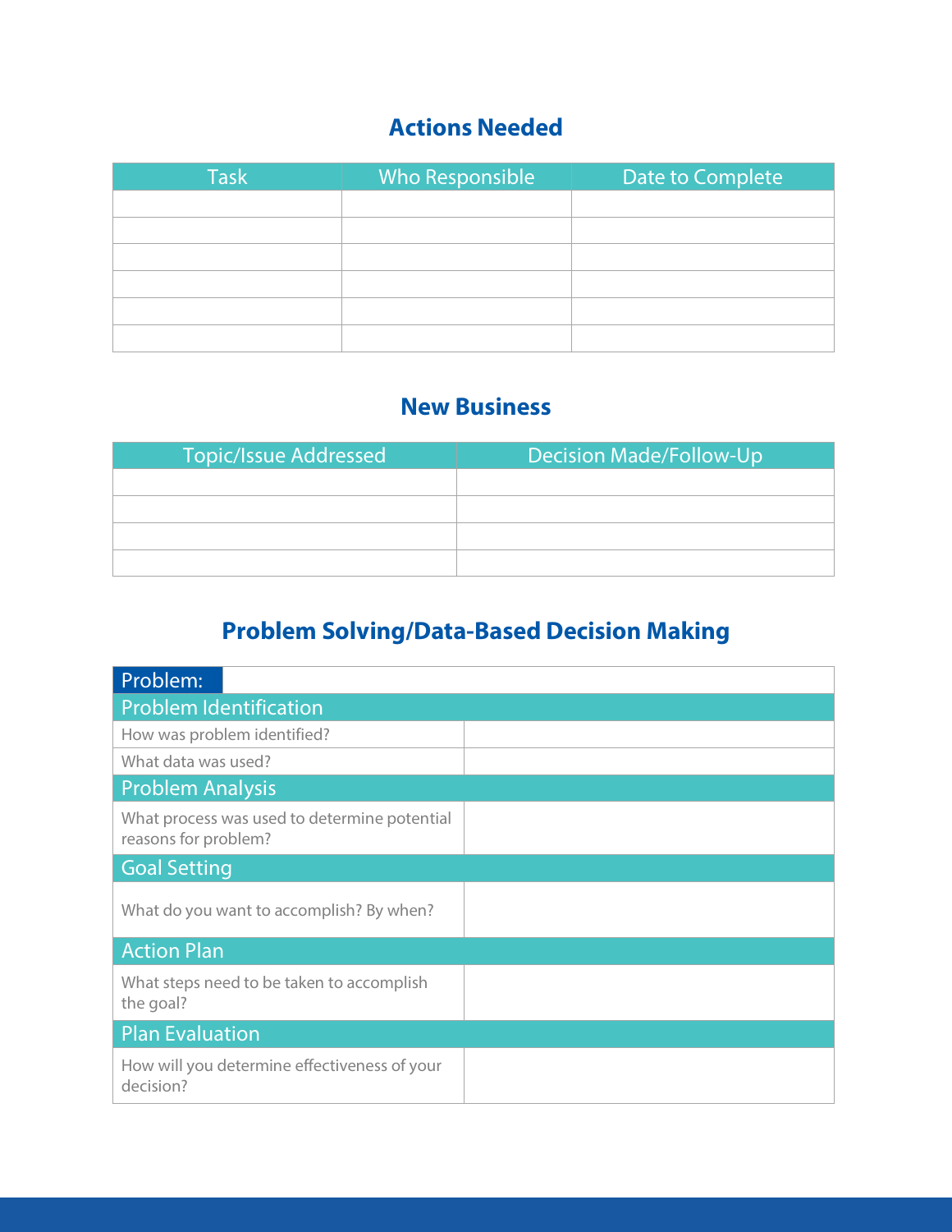## Actions Needed

| Task | Who Responsible | Date to Complete |
|---|---|---|
| | | |
| | | |
| | | |
| | | |
| | | |
| | | |

## New Business

| Topic/Issue Addressed | Decision Made/Follow-Up |
|---|---|
| | |
| | |
| | |
| | |

## Problem Solving/Data-Based Decision Making

| Problem: | |
|---|---|
| **Problem Identification** | |
| How was problem identified? | |
| What data was used? | |
| **Problem Analysis** | |
| What process was used to determine potential reasons for problem? | |
| **Goal Setting** | |
| What do you want to accomplish? By when? | |
| **Action Plan** | |
| What steps need to be taken to accomplish the goal? | |
| **Plan Evaluation** | |
| How will you determine effectiveness of your decision? | |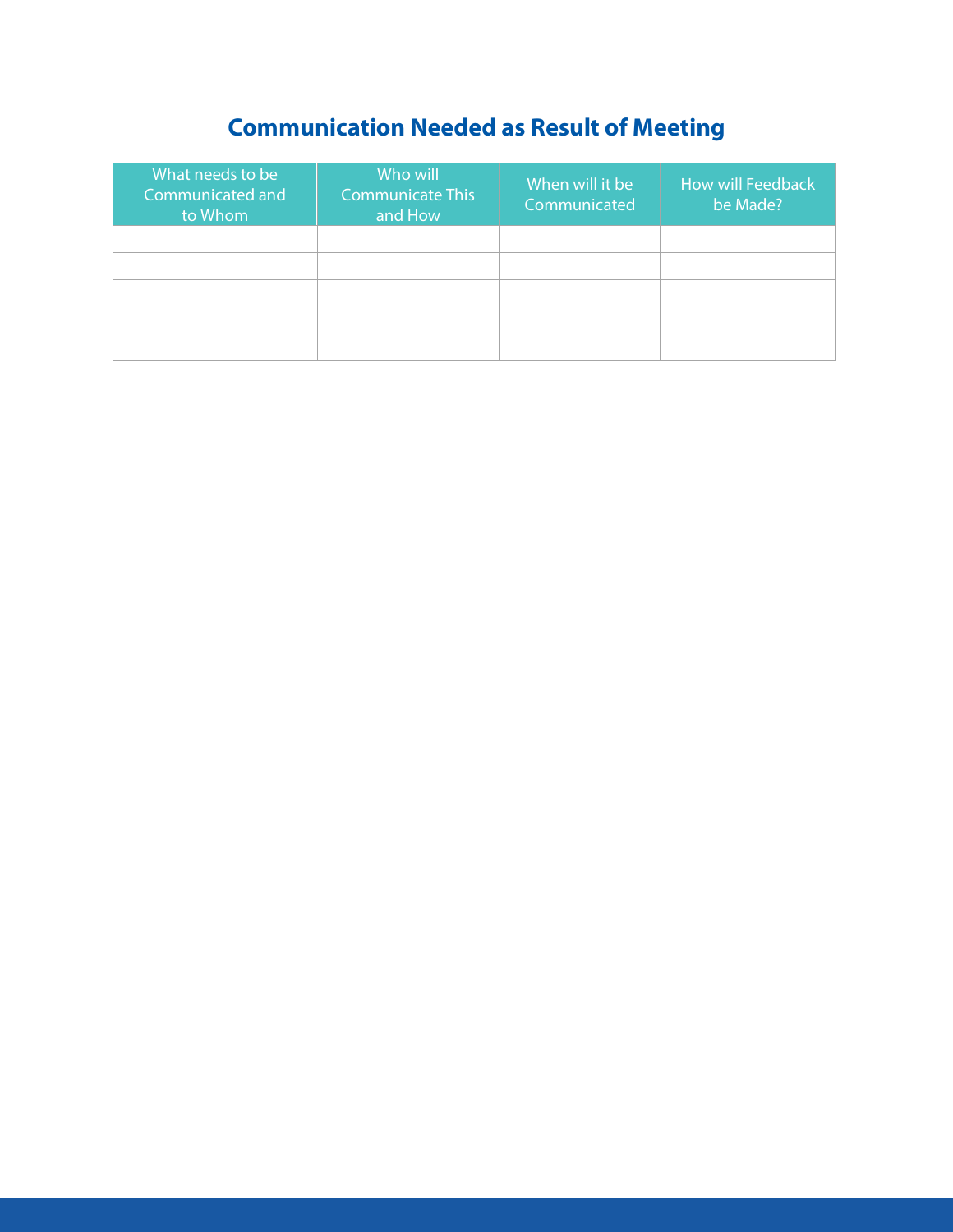# Communication Needed as Result of Meeting

| What needs to be Communicated and to Whom | Who will Communicate This and How | When will it be Communicated | How will Feedback be Made? |
|---|---|---|---|
| | | | |
| | | | |
| | | | |
| | | | |
| | | | |